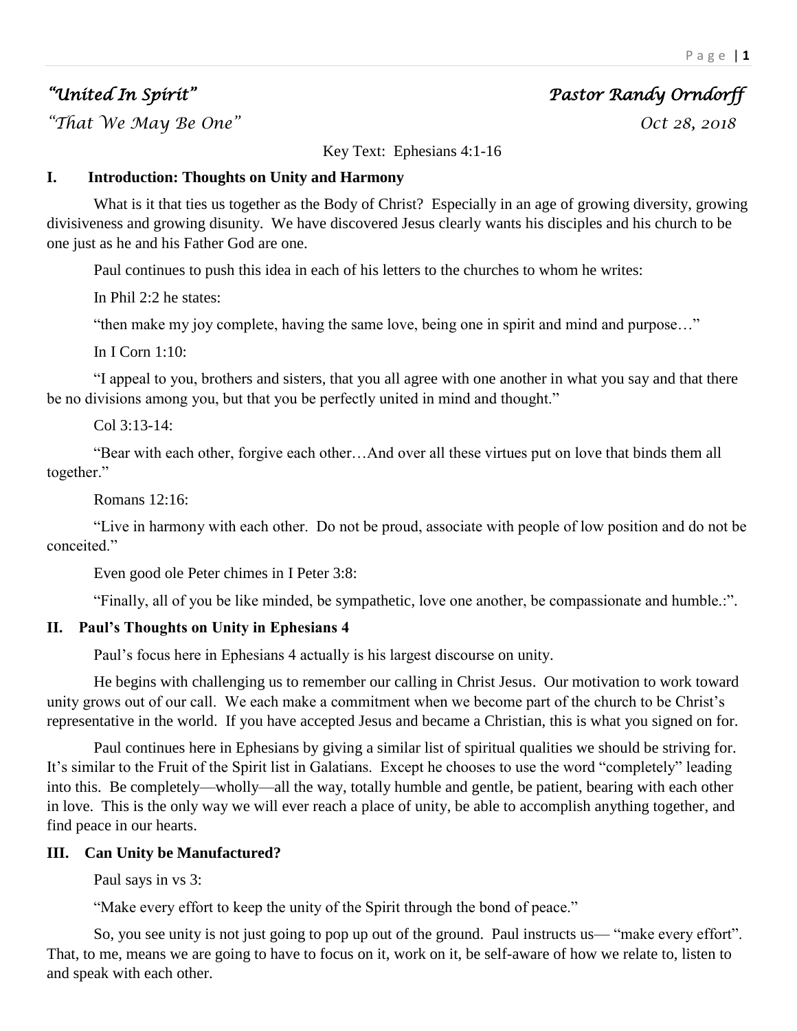*"United In Spirit"* *Pastor Randy Orndorff*

*"That We May Be One"* *Oct 28, 2018*

Key Text: Ephesians 4:1-16

## I. Introduction: Thoughts on Unity and Harmony

What is it that ties us together as the Body of Christ? Especially in an age of growing diversity, growing divisiveness and growing disunity. We have discovered Jesus clearly wants his disciples and his church to be one just as he and his Father God are one.

Paul continues to push this idea in each of his letters to the churches to whom he writes:

In Phil 2:2 he states:

"then make my joy complete, having the same love, being one in spirit and mind and purpose…"

In I Corn 1:10:

"I appeal to you, brothers and sisters, that you all agree with one another in what you say and that there be no divisions among you, but that you be perfectly united in mind and thought."

Col 3:13-14:

"Bear with each other, forgive each other…And over all these virtues put on love that binds them all together."

Romans 12:16:

"Live in harmony with each other. Do not be proud, associate with people of low position and do not be conceited."

Even good ole Peter chimes in I Peter 3:8:

"Finally, all of you be like minded, be sympathetic, love one another, be compassionate and humble.:".

## II. Paul's Thoughts on Unity in Ephesians 4

Paul's focus here in Ephesians 4 actually is his largest discourse on unity.

He begins with challenging us to remember our calling in Christ Jesus. Our motivation to work toward unity grows out of our call. We each make a commitment when we become part of the church to be Christ's representative in the world. If you have accepted Jesus and became a Christian, this is what you signed on for.

Paul continues here in Ephesians by giving a similar list of spiritual qualities we should be striving for. It's similar to the Fruit of the Spirit list in Galatians. Except he chooses to use the word "completely" leading into this. Be completely—wholly—all the way, totally humble and gentle, be patient, bearing with each other in love. This is the only way we will ever reach a place of unity, be able to accomplish anything together, and find peace in our hearts.

## III. Can Unity be Manufactured?

Paul says in vs 3:

"Make every effort to keep the unity of the Spirit through the bond of peace."

So, you see unity is not just going to pop up out of the ground. Paul instructs us— "make every effort". That, to me, means we are going to have to focus on it, work on it, be self-aware of how we relate to, listen to and speak with each other.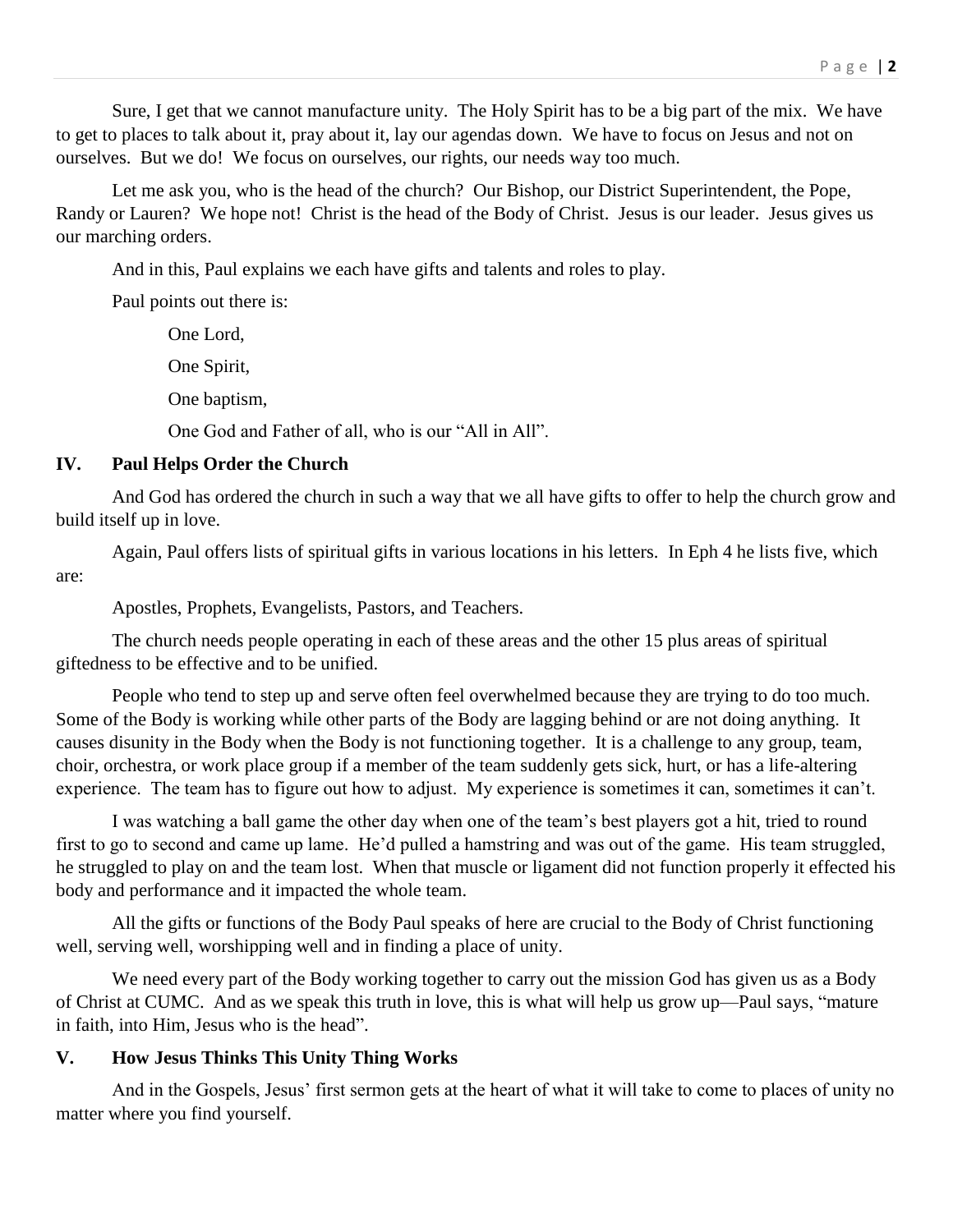Sure, I get that we cannot manufacture unity. The Holy Spirit has to be a big part of the mix. We have to get to places to talk about it, pray about it, lay our agendas down. We have to focus on Jesus and not on ourselves. But we do! We focus on ourselves, our rights, our needs way too much.

Let me ask you, who is the head of the church? Our Bishop, our District Superintendent, the Pope, Randy or Lauren? We hope not! Christ is the head of the Body of Christ. Jesus is our leader. Jesus gives us our marching orders.

And in this, Paul explains we each have gifts and talents and roles to play.

Paul points out there is:

One Lord,

One Spirit,

One baptism,

One God and Father of all, who is our "All in All".

## IV. Paul Helps Order the Church

And God has ordered the church in such a way that we all have gifts to offer to help the church grow and build itself up in love.

Again, Paul offers lists of spiritual gifts in various locations in his letters. In Eph 4 he lists five, which are:

Apostles, Prophets, Evangelists, Pastors, and Teachers.

The church needs people operating in each of these areas and the other 15 plus areas of spiritual giftedness to be effective and to be unified.

People who tend to step up and serve often feel overwhelmed because they are trying to do too much. Some of the Body is working while other parts of the Body are lagging behind or are not doing anything. It causes disunity in the Body when the Body is not functioning together. It is a challenge to any group, team, choir, orchestra, or work place group if a member of the team suddenly gets sick, hurt, or has a life-altering experience. The team has to figure out how to adjust. My experience is sometimes it can, sometimes it can't.

I was watching a ball game the other day when one of the team's best players got a hit, tried to round first to go to second and came up lame. He'd pulled a hamstring and was out of the game. His team struggled, he struggled to play on and the team lost. When that muscle or ligament did not function properly it effected his body and performance and it impacted the whole team.

All the gifts or functions of the Body Paul speaks of here are crucial to the Body of Christ functioning well, serving well, worshipping well and in finding a place of unity.

We need every part of the Body working together to carry out the mission God has given us as a Body of Christ at CUMC. And as we speak this truth in love, this is what will help us grow up—Paul says, "mature in faith, into Him, Jesus who is the head".

## V. How Jesus Thinks This Unity Thing Works

And in the Gospels, Jesus' first sermon gets at the heart of what it will take to come to places of unity no matter where you find yourself.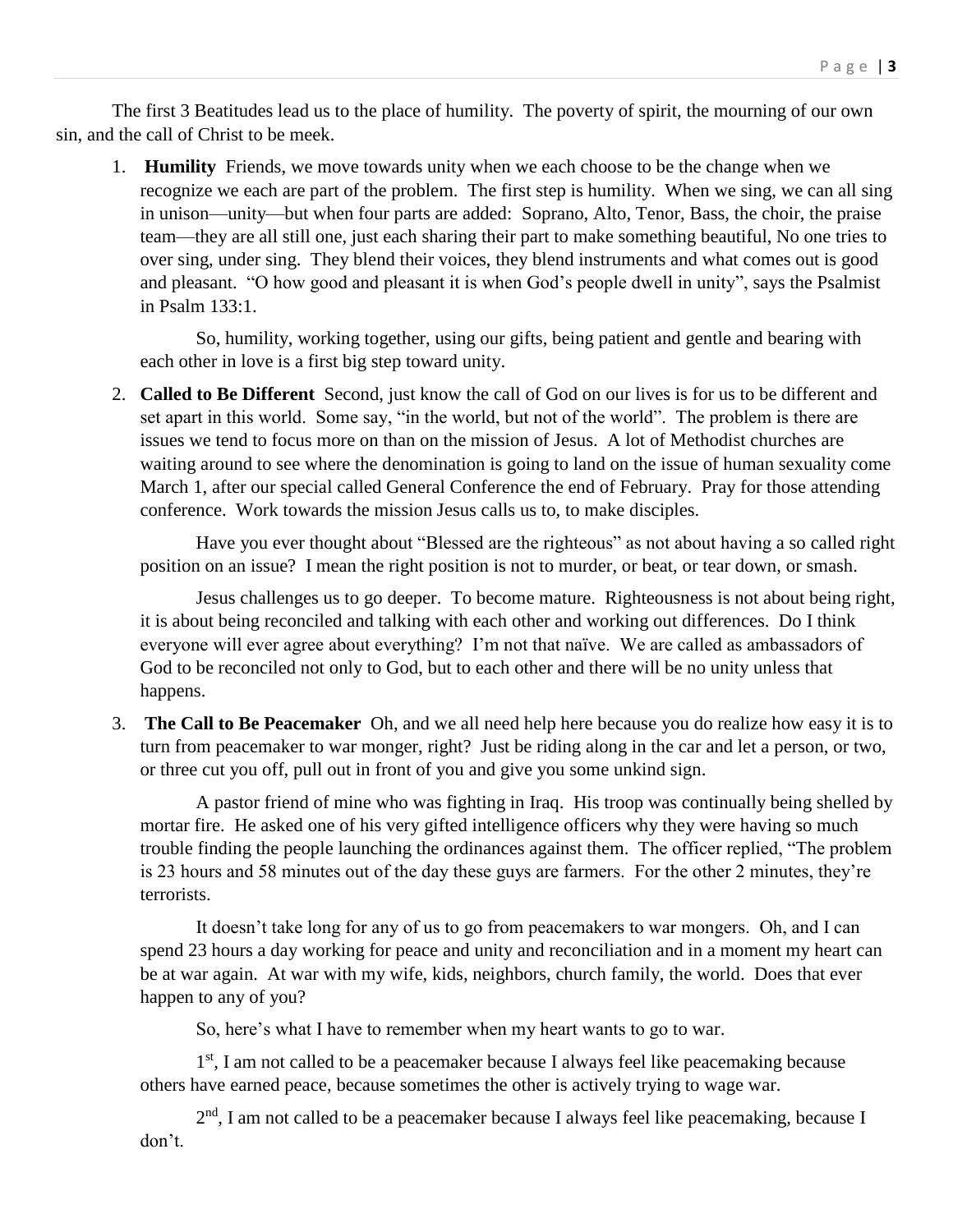The first 3 Beatitudes lead us to the place of humility. The poverty of spirit, the mourning of our own sin, and the call of Christ to be meek.

1. **Humility** Friends, we move towards unity when we each choose to be the change when we recognize we each are part of the problem. The first step is humility. When we sing, we can all sing in unison—unity—but when four parts are added: Soprano, Alto, Tenor, Bass, the choir, the praise team—they are all still one, just each sharing their part to make something beautiful, No one tries to over sing, under sing. They blend their voices, they blend instruments and what comes out is good and pleasant. "O how good and pleasant it is when God's people dwell in unity", says the Psalmist in Psalm 133:1.

   So, humility, working together, using our gifts, being patient and gentle and bearing with each other in love is a first big step toward unity.

2. **Called to Be Different** Second, just know the call of God on our lives is for us to be different and set apart in this world. Some say, "in the world, but not of the world". The problem is there are issues we tend to focus more on than on the mission of Jesus. A lot of Methodist churches are waiting around to see where the denomination is going to land on the issue of human sexuality come March 1, after our special called General Conference the end of February. Pray for those attending conference. Work towards the mission Jesus calls us to, to make disciples.

   Have you ever thought about "Blessed are the righteous" as not about having a so called right position on an issue? I mean the right position is not to murder, or beat, or tear down, or smash.

   Jesus challenges us to go deeper. To become mature. Righteousness is not about being right, it is about being reconciled and talking with each other and working out differences. Do I think everyone will ever agree about everything? I'm not that naïve. We are called as ambassadors of God to be reconciled not only to God, but to each other and there will be no unity unless that happens.

3. **The Call to Be Peacemaker** Oh, and we all need help here because you do realize how easy it is to turn from peacemaker to war monger, right? Just be riding along in the car and let a person, or two, or three cut you off, pull out in front of you and give you some unkind sign.

   A pastor friend of mine who was fighting in Iraq. His troop was continually being shelled by mortar fire. He asked one of his very gifted intelligence officers why they were having so much trouble finding the people launching the ordinances against them. The officer replied, "The problem is 23 hours and 58 minutes out of the day these guys are farmers. For the other 2 minutes, they're terrorists.

   It doesn't take long for any of us to go from peacemakers to war mongers. Oh, and I can spend 23 hours a day working for peace and unity and reconciliation and in a moment my heart can be at war again. At war with my wife, kids, neighbors, church family, the world. Does that ever happen to any of you?

   So, here's what I have to remember when my heart wants to go to war.

   1st, I am not called to be a peacemaker because I always feel like peacemaking because others have earned peace, because sometimes the other is actively trying to wage war.

   2nd, I am not called to be a peacemaker because I always feel like peacemaking, because I don't.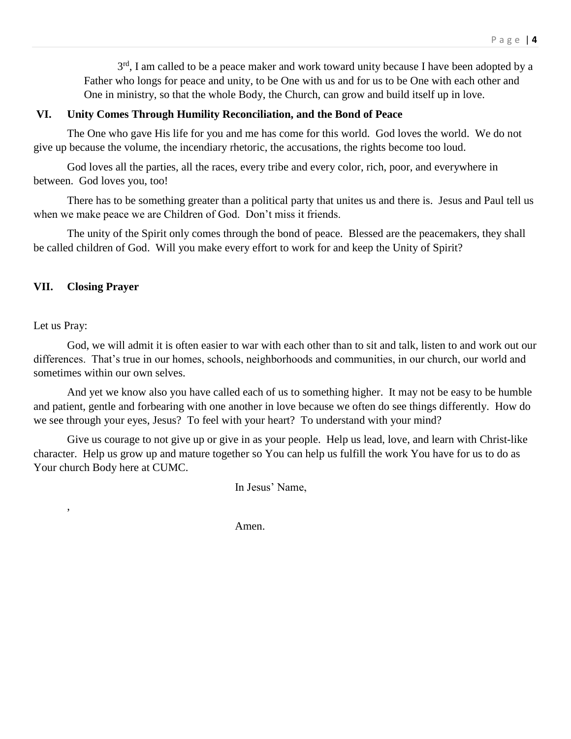3rd, I am called to be a peace maker and work toward unity because I have been adopted by a Father who longs for peace and unity, to be One with us and for us to be One with each other and One in ministry, so that the whole Body, the Church, can grow and build itself up in love.

## VI. Unity Comes Through Humility Reconciliation, and the Bond of Peace

The One who gave His life for you and me has come for this world. God loves the world. We do not give up because the volume, the incendiary rhetoric, the accusations, the rights become too loud.

God loves all the parties, all the races, every tribe and every color, rich, poor, and everywhere in between. God loves you, too!

There has to be something greater than a political party that unites us and there is. Jesus and Paul tell us when we make peace we are Children of God. Don't miss it friends.

The unity of the Spirit only comes through the bond of peace. Blessed are the peacemakers, they shall be called children of God. Will you make every effort to work for and keep the Unity of Spirit?

## VII. Closing Prayer

Let us Pray:

God, we will admit it is often easier to war with each other than to sit and talk, listen to and work out our differences. That's true in our homes, schools, neighborhoods and communities, in our church, our world and sometimes within our own selves.

And yet we know also you have called each of us to something higher. It may not be easy to be humble and patient, gentle and forbearing with one another in love because we often do see things differently. How do we see through your eyes, Jesus? To feel with your heart? To understand with your mind?

Give us courage to not give up or give in as your people. Help us lead, love, and learn with Christ-like character. Help us grow up and mature together so You can help us fulfill the work You have for us to do as Your church Body here at CUMC.

In Jesus' Name,

,

Amen.